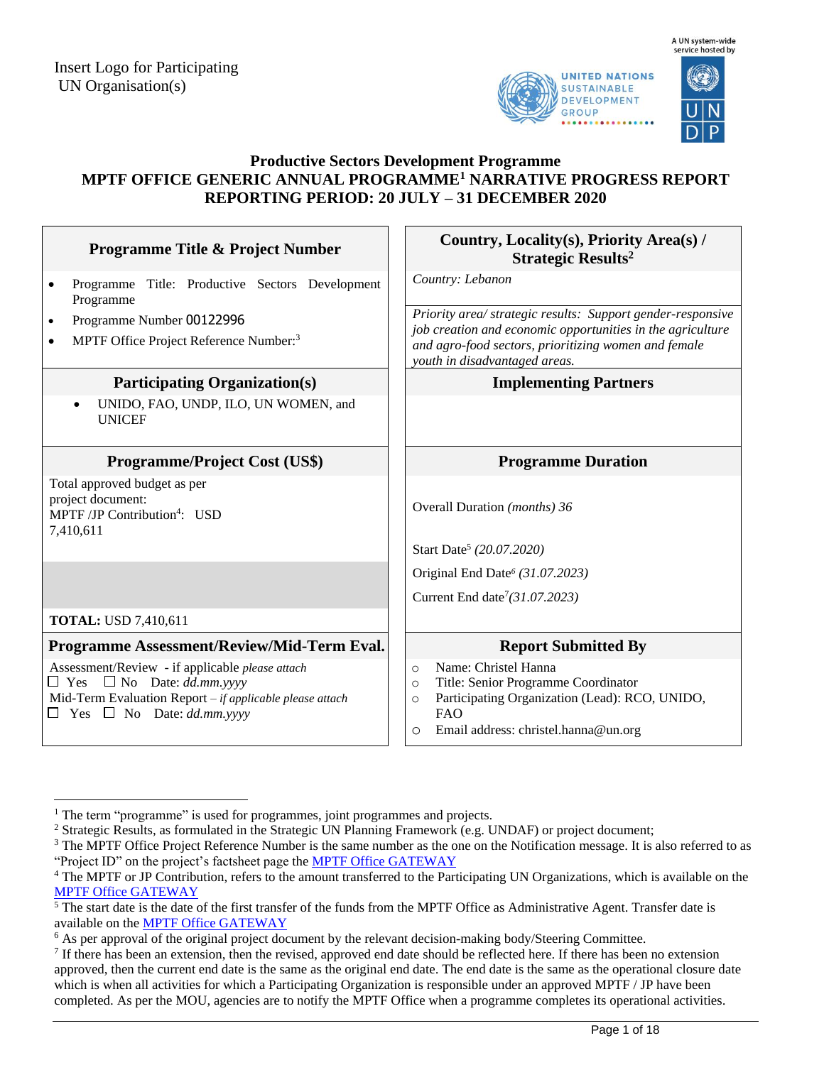Insert Logo for Participating UN Organisation(s)

A UN system-wide service hosted by

UNITED NATIONS SUSTAINABLE DEVELOPMENT GROUP

UNDP

**Productive Sectors Development Programme**
**MPTF OFFICE GENERIC ANNUAL PROGRAMME[1] NARRATIVE PROGRESS REPORT**
**REPORTING PERIOD: 20 JULY – 31 DECEMBER 2020**

| **Programme Title & Project Number** | **Country, Locality(s), Priority Area(s) / Strategic Results[2]** |
|---|---|
| • Programme Title: Productive Sectors Development Programme<br>• Programme Number 00122996<br>• MPTF Office Project Reference Number:[3] | *Country: Lebanon*<br><br>*Priority area/ strategic results: Support gender-responsive job creation and economic opportunities in the agriculture and agro-food sectors, prioritizing women and female youth in disadvantaged areas.* |
| **Participating Organization(s)** | **Implementing Partners** |
| • UNIDO, FAO, UNDP, ILO, UN WOMEN, and UNICEF | |
| **Programme/Project Cost (US$)** | **Programme Duration** |
| Total approved budget as per project document:<br>MPTF /JP Contribution[4]: USD 7,410,611<br><br>**TOTAL:** USD 7,410,611 | Overall Duration *(months) 36*<br><br>Start Date[5] *(20.07.2020)*<br>Original End Date[6] *(31.07.2023)*<br>Current End date[7] *(31.07.2023)* |
| **Programme Assessment/Review/Mid-Term Eval.** | **Report Submitted By** |
| Assessment/Review - if applicable *please attach*<br>☐ Yes ☐ No Date: *dd.mm.yyyy*<br>Mid-Term Evaluation Report – *if applicable please attach*<br>☐ Yes ☐ No Date: *dd.mm.yyyy* | ○ Name: Christel Hanna<br>○ Title: Senior Programme Coordinator<br>○ Participating Organization (Lead): RCO, UNIDO, FAO<br>○ Email address: christel.hanna@un.org |

---

[1] The term "programme" is used for programmes, joint programmes and projects.
[2] Strategic Results, as formulated in the Strategic UN Planning Framework (e.g. UNDAF) or project document;
[3] The MPTF Office Project Reference Number is the same number as the one on the Notification message. It is also referred to as "Project ID" on the project's factsheet page the MPTF Office GATEWAY
[4] The MPTF or JP Contribution, refers to the amount transferred to the Participating UN Organizations, which is available on the MPTF Office GATEWAY
[5] The start date is the date of the first transfer of the funds from the MPTF Office as Administrative Agent. Transfer date is available on the MPTF Office GATEWAY
[6] As per approval of the original project document by the relevant decision-making body/Steering Committee.
[7] If there has been an extension, then the revised, approved end date should be reflected here. If there has been no extension approved, then the current end date is the same as the original end date. The end date is the same as the operational closure date which is when all activities for which a Participating Organization is responsible under an approved MPTF / JP have been completed. As per the MOU, agencies are to notify the MPTF Office when a programme completes its operational activities.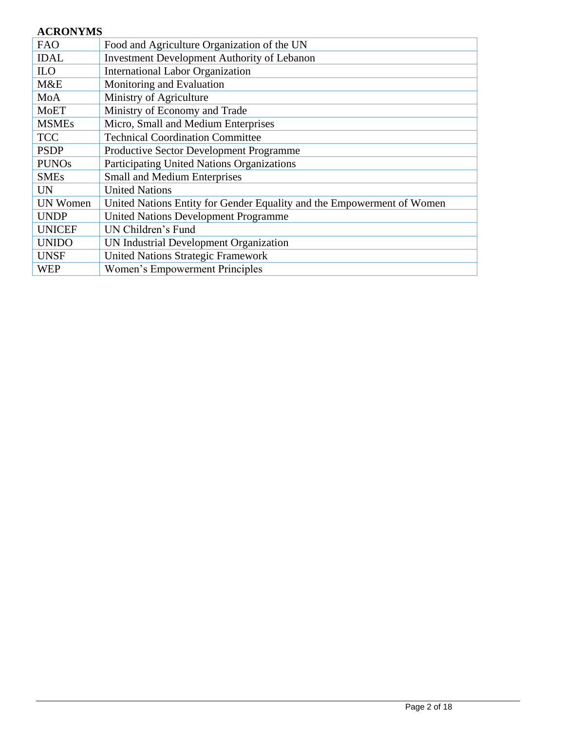**ACRONYMS**

| | |
|---|---|
| FAO | Food and Agriculture Organization of the UN |
| IDAL | Investment Development Authority of Lebanon |
| ILO | International Labor Organization |
| M&E | Monitoring and Evaluation |
| MoA | Ministry of Agriculture |
| MoET | Ministry of Economy and Trade |
| MSMEs | Micro, Small and Medium Enterprises |
| TCC | Technical Coordination Committee |
| PSDP | Productive Sector Development Programme |
| PUNOs | Participating United Nations Organizations |
| SMEs | Small and Medium Enterprises |
| UN | United Nations |
| UN Women | United Nations Entity for Gender Equality and the Empowerment of Women |
| UNDP | United Nations Development Programme |
| UNICEF | UN Children's Fund |
| UNIDO | UN Industrial Development Organization |
| UNSF | United Nations Strategic Framework |
| WEP | Women's Empowerment Principles |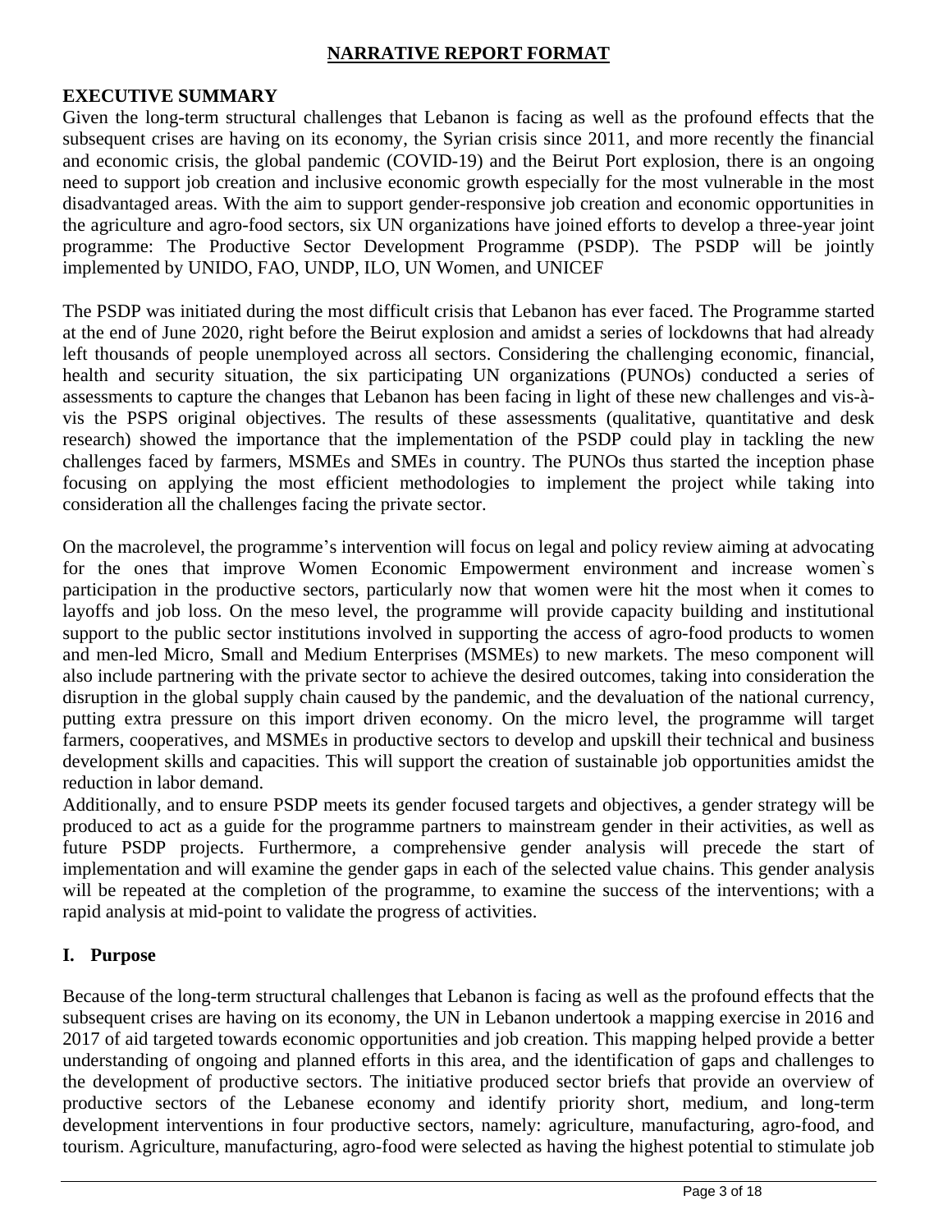**NARRATIVE REPORT FORMAT**

## EXECUTIVE SUMMARY

Given the long-term structural challenges that Lebanon is facing as well as the profound effects that the subsequent crises are having on its economy, the Syrian crisis since 2011, and more recently the financial and economic crisis, the global pandemic (COVID-19) and the Beirut Port explosion, there is an ongoing need to support job creation and inclusive economic growth especially for the most vulnerable in the most disadvantaged areas. With the aim to support gender-responsive job creation and economic opportunities in the agriculture and agro-food sectors, six UN organizations have joined efforts to develop a three-year joint programme: The Productive Sector Development Programme (PSDP). The PSDP will be jointly implemented by UNIDO, FAO, UNDP, ILO, UN Women, and UNICEF

The PSDP was initiated during the most difficult crisis that Lebanon has ever faced. The Programme started at the end of June 2020, right before the Beirut explosion and amidst a series of lockdowns that had already left thousands of people unemployed across all sectors. Considering the challenging economic, financial, health and security situation, the six participating UN organizations (PUNOs) conducted a series of assessments to capture the changes that Lebanon has been facing in light of these new challenges and vis-à-vis the PSPS original objectives. The results of these assessments (qualitative, quantitative and desk research) showed the importance that the implementation of the PSDP could play in tackling the new challenges faced by farmers, MSMEs and SMEs in country. The PUNOs thus started the inception phase focusing on applying the most efficient methodologies to implement the project while taking into consideration all the challenges facing the private sector.

On the macrolevel, the programme's intervention will focus on legal and policy review aiming at advocating for the ones that improve Women Economic Empowerment environment and increase women`s participation in the productive sectors, particularly now that women were hit the most when it comes to layoffs and job loss. On the meso level, the programme will provide capacity building and institutional support to the public sector institutions involved in supporting the access of agro-food products to women and men-led Micro, Small and Medium Enterprises (MSMEs) to new markets. The meso component will also include partnering with the private sector to achieve the desired outcomes, taking into consideration the disruption in the global supply chain caused by the pandemic, and the devaluation of the national currency, putting extra pressure on this import driven economy. On the micro level, the programme will target farmers, cooperatives, and MSMEs in productive sectors to develop and upskill their technical and business development skills and capacities. This will support the creation of sustainable job opportunities amidst the reduction in labor demand.

Additionally, and to ensure PSDP meets its gender focused targets and objectives, a gender strategy will be produced to act as a guide for the programme partners to mainstream gender in their activities, as well as future PSDP projects. Furthermore, a comprehensive gender analysis will precede the start of implementation and will examine the gender gaps in each of the selected value chains. This gender analysis will be repeated at the completion of the programme, to examine the success of the interventions; with a rapid analysis at mid-point to validate the progress of activities.

## I. Purpose

Because of the long-term structural challenges that Lebanon is facing as well as the profound effects that the subsequent crises are having on its economy, the UN in Lebanon undertook a mapping exercise in 2016 and 2017 of aid targeted towards economic opportunities and job creation. This mapping helped provide a better understanding of ongoing and planned efforts in this area, and the identification of gaps and challenges to the development of productive sectors. The initiative produced sector briefs that provide an overview of productive sectors of the Lebanese economy and identify priority short, medium, and long-term development interventions in four productive sectors, namely: agriculture, manufacturing, agro-food, and tourism. Agriculture, manufacturing, agro-food were selected as having the highest potential to stimulate job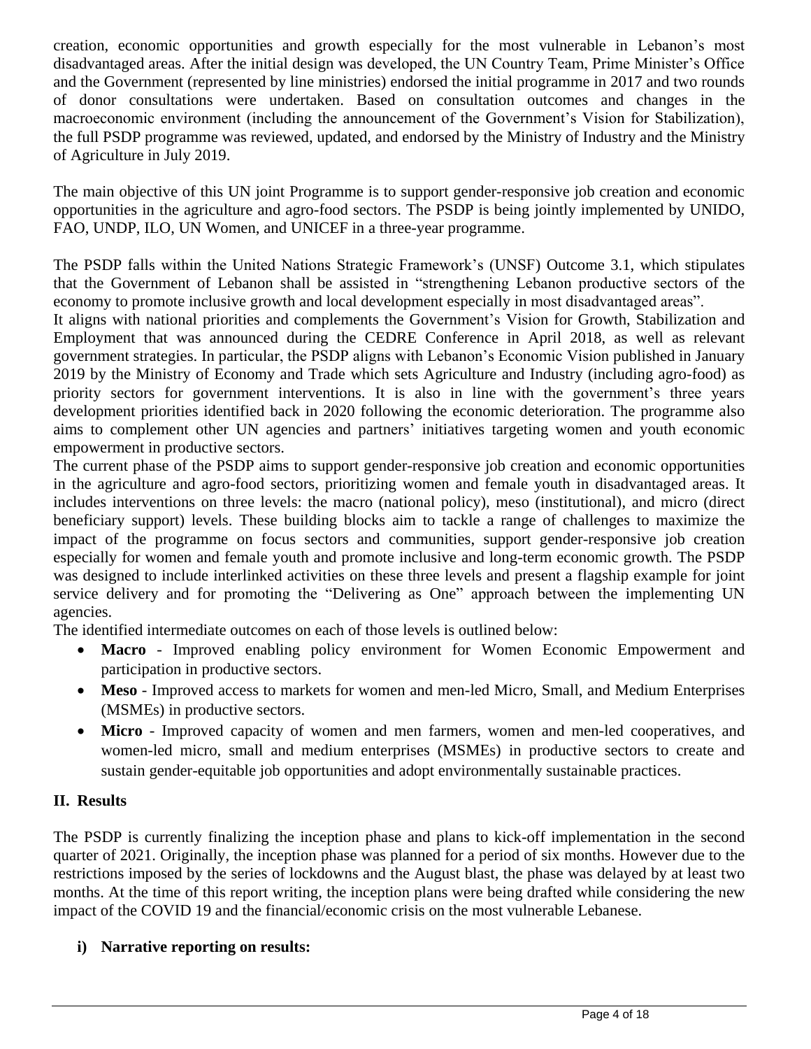creation, economic opportunities and growth especially for the most vulnerable in Lebanon's most disadvantaged areas. After the initial design was developed, the UN Country Team, Prime Minister's Office and the Government (represented by line ministries) endorsed the initial programme in 2017 and two rounds of donor consultations were undertaken. Based on consultation outcomes and changes in the macroeconomic environment (including the announcement of the Government's Vision for Stabilization), the full PSDP programme was reviewed, updated, and endorsed by the Ministry of Industry and the Ministry of Agriculture in July 2019.

The main objective of this UN joint Programme is to support gender-responsive job creation and economic opportunities in the agriculture and agro-food sectors. The PSDP is being jointly implemented by UNIDO, FAO, UNDP, ILO, UN Women, and UNICEF in a three-year programme.

The PSDP falls within the United Nations Strategic Framework's (UNSF) Outcome 3.1, which stipulates that the Government of Lebanon shall be assisted in "strengthening Lebanon productive sectors of the economy to promote inclusive growth and local development especially in most disadvantaged areas".

It aligns with national priorities and complements the Government's Vision for Growth, Stabilization and Employment that was announced during the CEDRE Conference in April 2018, as well as relevant government strategies. In particular, the PSDP aligns with Lebanon's Economic Vision published in January 2019 by the Ministry of Economy and Trade which sets Agriculture and Industry (including agro-food) as priority sectors for government interventions. It is also in line with the government's three years development priorities identified back in 2020 following the economic deterioration. The programme also aims to complement other UN agencies and partners' initiatives targeting women and youth economic empowerment in productive sectors.

The current phase of the PSDP aims to support gender-responsive job creation and economic opportunities in the agriculture and agro-food sectors, prioritizing women and female youth in disadvantaged areas. It includes interventions on three levels: the macro (national policy), meso (institutional), and micro (direct beneficiary support) levels. These building blocks aim to tackle a range of challenges to maximize the impact of the programme on focus sectors and communities, support gender-responsive job creation especially for women and female youth and promote inclusive and long-term economic growth. The PSDP was designed to include interlinked activities on these three levels and present a flagship example for joint service delivery and for promoting the "Delivering as One" approach between the implementing UN agencies.

The identified intermediate outcomes on each of those levels is outlined below:

- **Macro** - Improved enabling policy environment for Women Economic Empowerment and participation in productive sectors.
- **Meso** - Improved access to markets for women and men-led Micro, Small, and Medium Enterprises (MSMEs) in productive sectors.
- **Micro** - Improved capacity of women and men farmers, women and men-led cooperatives, and women-led micro, small and medium enterprises (MSMEs) in productive sectors to create and sustain gender-equitable job opportunities and adopt environmentally sustainable practices.

## II. Results

The PSDP is currently finalizing the inception phase and plans to kick-off implementation in the second quarter of 2021. Originally, the inception phase was planned for a period of six months. However due to the restrictions imposed by the series of lockdowns and the August blast, the phase was delayed by at least two months. At the time of this report writing, the inception plans were being drafted while considering the new impact of the COVID 19 and the financial/economic crisis on the most vulnerable Lebanese.

### i) Narrative reporting on results: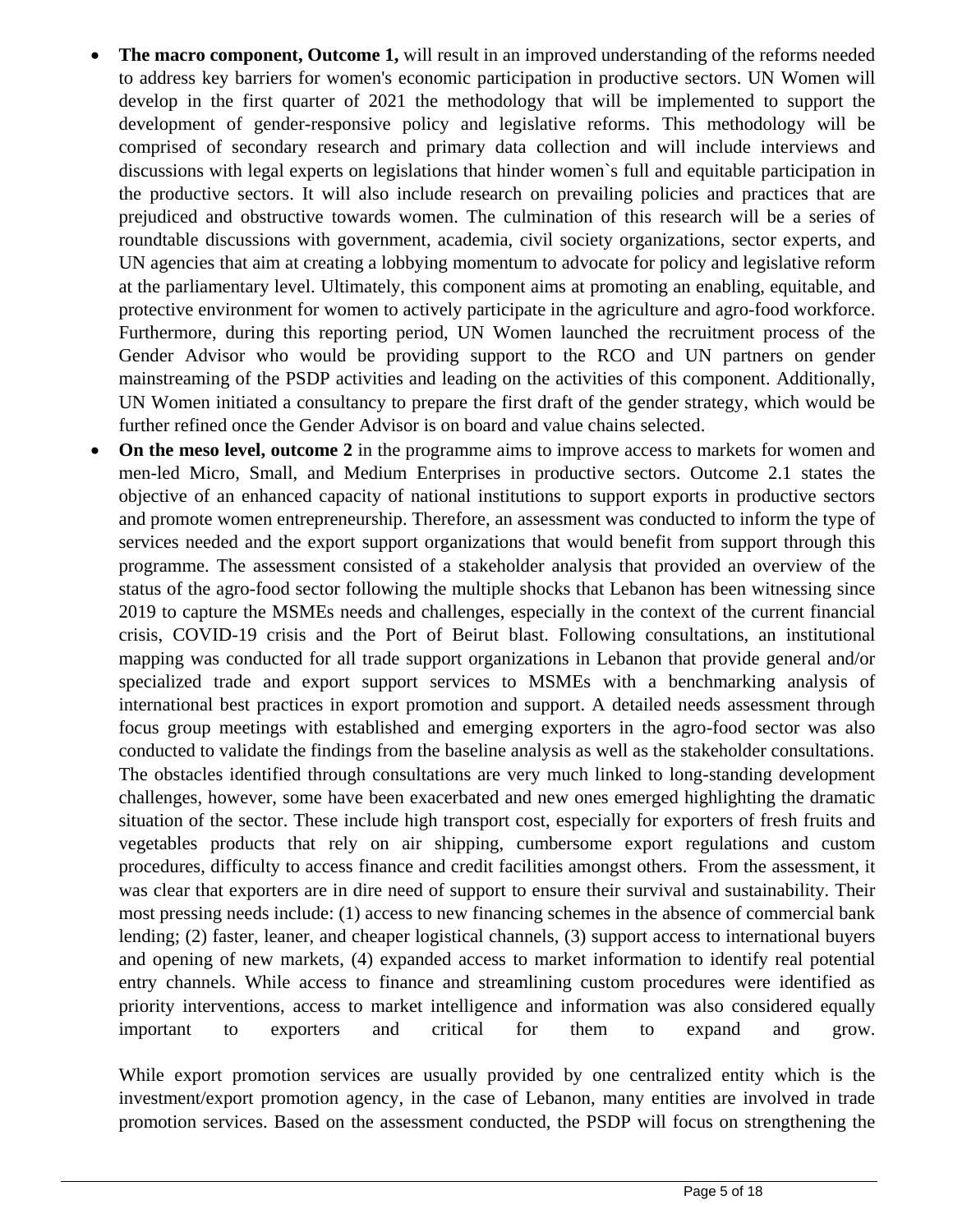- **The macro component, Outcome 1,** will result in an improved understanding of the reforms needed to address key barriers for women's economic participation in productive sectors. UN Women will develop in the first quarter of 2021 the methodology that will be implemented to support the development of gender-responsive policy and legislative reforms. This methodology will be comprised of secondary research and primary data collection and will include interviews and discussions with legal experts on legislations that hinder women`s full and equitable participation in the productive sectors. It will also include research on prevailing policies and practices that are prejudiced and obstructive towards women. The culmination of this research will be a series of roundtable discussions with government, academia, civil society organizations, sector experts, and UN agencies that aim at creating a lobbying momentum to advocate for policy and legislative reform at the parliamentary level. Ultimately, this component aims at promoting an enabling, equitable, and protective environment for women to actively participate in the agriculture and agro-food workforce. Furthermore, during this reporting period, UN Women launched the recruitment process of the Gender Advisor who would be providing support to the RCO and UN partners on gender mainstreaming of the PSDP activities and leading on the activities of this component. Additionally, UN Women initiated a consultancy to prepare the first draft of the gender strategy, which would be further refined once the Gender Advisor is on board and value chains selected.
- **On the meso level, outcome 2** in the programme aims to improve access to markets for women and men-led Micro, Small, and Medium Enterprises in productive sectors. Outcome 2.1 states the objective of an enhanced capacity of national institutions to support exports in productive sectors and promote women entrepreneurship. Therefore, an assessment was conducted to inform the type of services needed and the export support organizations that would benefit from support through this programme. The assessment consisted of a stakeholder analysis that provided an overview of the status of the agro-food sector following the multiple shocks that Lebanon has been witnessing since 2019 to capture the MSMEs needs and challenges, especially in the context of the current financial crisis, COVID-19 crisis and the Port of Beirut blast. Following consultations, an institutional mapping was conducted for all trade support organizations in Lebanon that provide general and/or specialized trade and export support services to MSMEs with a benchmarking analysis of international best practices in export promotion and support. A detailed needs assessment through focus group meetings with established and emerging exporters in the agro-food sector was also conducted to validate the findings from the baseline analysis as well as the stakeholder consultations. The obstacles identified through consultations are very much linked to long-standing development challenges, however, some have been exacerbated and new ones emerged highlighting the dramatic situation of the sector. These include high transport cost, especially for exporters of fresh fruits and vegetables products that rely on air shipping, cumbersome export regulations and custom procedures, difficulty to access finance and credit facilities amongst others. From the assessment, it was clear that exporters are in dire need of support to ensure their survival and sustainability. Their most pressing needs include: (1) access to new financing schemes in the absence of commercial bank lending; (2) faster, leaner, and cheaper logistical channels, (3) support access to international buyers and opening of new markets, (4) expanded access to market information to identify real potential entry channels. While access to finance and streamlining custom procedures were identified as priority interventions, access to market intelligence and information was also considered equally important to exporters and critical for them to expand and grow.

  While export promotion services are usually provided by one centralized entity which is the investment/export promotion agency, in the case of Lebanon, many entities are involved in trade promotion services. Based on the assessment conducted, the PSDP will focus on strengthening the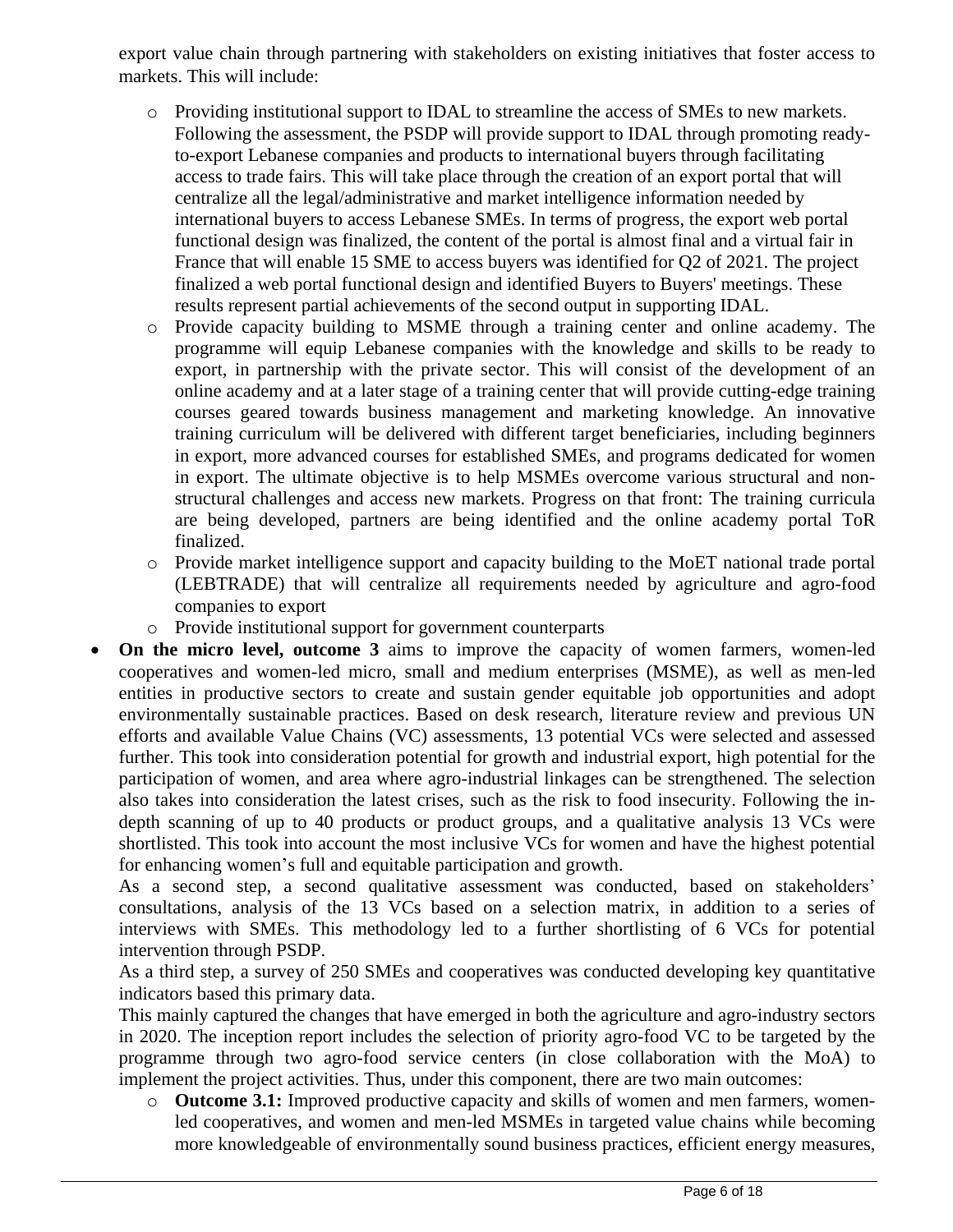export value chain through partnering with stakeholders on existing initiatives that foster access to markets. This will include:

  - Providing institutional support to IDAL to streamline the access of SMEs to new markets. Following the assessment, the PSDP will provide support to IDAL through promoting ready-to-export Lebanese companies and products to international buyers through facilitating access to trade fairs. This will take place through the creation of an export portal that will centralize all the legal/administrative and market intelligence information needed by international buyers to access Lebanese SMEs. In terms of progress, the export web portal functional design was finalized, the content of the portal is almost final and a virtual fair in France that will enable 15 SME to access buyers was identified for Q2 of 2021. The project finalized a web portal functional design and identified Buyers to Buyers' meetings. These results represent partial achievements of the second output in supporting IDAL.
  - Provide capacity building to MSME through a training center and online academy. The programme will equip Lebanese companies with the knowledge and skills to be ready to export, in partnership with the private sector. This will consist of the development of an online academy and at a later stage of a training center that will provide cutting-edge training courses geared towards business management and marketing knowledge. An innovative training curriculum will be delivered with different target beneficiaries, including beginners in export, more advanced courses for established SMEs, and programs dedicated for women in export. The ultimate objective is to help MSMEs overcome various structural and non-structural challenges and access new markets. Progress on that front: The training curricula are being developed, partners are being identified and the online academy portal ToR finalized.
  - Provide market intelligence support and capacity building to the MoET national trade portal (LEBTRADE) that will centralize all requirements needed by agriculture and agro-food companies to export
  - Provide institutional support for government counterparts

- **On the micro level, outcome 3** aims to improve the capacity of women farmers, women-led cooperatives and women-led micro, small and medium enterprises (MSME), as well as men-led entities in productive sectors to create and sustain gender equitable job opportunities and adopt environmentally sustainable practices. Based on desk research, literature review and previous UN efforts and available Value Chains (VC) assessments, 13 potential VCs were selected and assessed further. This took into consideration potential for growth and industrial export, high potential for the participation of women, and area where agro-industrial linkages can be strengthened. The selection also takes into consideration the latest crises, such as the risk to food insecurity. Following the in-depth scanning of up to 40 products or product groups, and a qualitative analysis 13 VCs were shortlisted. This took into account the most inclusive VCs for women and have the highest potential for enhancing women's full and equitable participation and growth.

  As a second step, a second qualitative assessment was conducted, based on stakeholders' consultations, analysis of the 13 VCs based on a selection matrix, in addition to a series of interviews with SMEs. This methodology led to a further shortlisting of 6 VCs for potential intervention through PSDP.

  As a third step, a survey of 250 SMEs and cooperatives was conducted developing key quantitative indicators based this primary data.

  This mainly captured the changes that have emerged in both the agriculture and agro-industry sectors in 2020. The inception report includes the selection of priority agro-food VC to be targeted by the programme through two agro-food service centers (in close collaboration with the MoA) to implement the project activities. Thus, under this component, there are two main outcomes:

  - **Outcome 3.1:** Improved productive capacity and skills of women and men farmers, women-led cooperatives, and women and men-led MSMEs in targeted value chains while becoming more knowledgeable of environmentally sound business practices, efficient energy measures,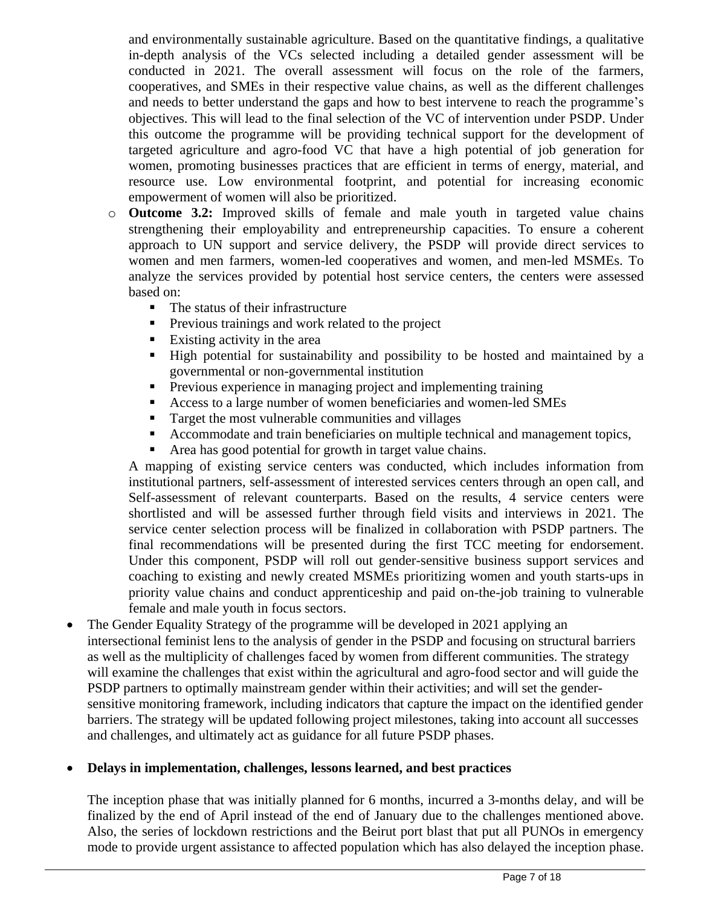and environmentally sustainable agriculture. Based on the quantitative findings, a qualitative in-depth analysis of the VCs selected including a detailed gender assessment will be conducted in 2021. The overall assessment will focus on the role of the farmers, cooperatives, and SMEs in their respective value chains, as well as the different challenges and needs to better understand the gaps and how to best intervene to reach the programme's objectives. This will lead to the final selection of the VC of intervention under PSDP. Under this outcome the programme will be providing technical support for the development of targeted agriculture and agro-food VC that have a high potential of job generation for women, promoting businesses practices that are efficient in terms of energy, material, and resource use. Low environmental footprint, and potential for increasing economic empowerment of women will also be prioritized.

- **Outcome 3.2:** Improved skills of female and male youth in targeted value chains strengthening their employability and entrepreneurship capacities. To ensure a coherent approach to UN support and service delivery, the PSDP will provide direct services to women and men farmers, women-led cooperatives and women, and men-led MSMEs. To analyze the services provided by potential host service centers, the centers were assessed based on:
  - The status of their infrastructure
  - Previous trainings and work related to the project
  - Existing activity in the area
  - High potential for sustainability and possibility to be hosted and maintained by a governmental or non-governmental institution
  - Previous experience in managing project and implementing training
  - Access to a large number of women beneficiaries and women-led SMEs
  - Target the most vulnerable communities and villages
  - Accommodate and train beneficiaries on multiple technical and management topics,
  - Area has good potential for growth in target value chains.

  A mapping of existing service centers was conducted, which includes information from institutional partners, self-assessment of interested services centers through an open call, and Self-assessment of relevant counterparts. Based on the results, 4 service centers were shortlisted and will be assessed further through field visits and interviews in 2021. The service center selection process will be finalized in collaboration with PSDP partners. The final recommendations will be presented during the first TCC meeting for endorsement. Under this component, PSDP will roll out gender-sensitive business support services and coaching to existing and newly created MSMEs prioritizing women and youth starts-ups in priority value chains and conduct apprenticeship and paid on-the-job training to vulnerable female and male youth in focus sectors.

- The Gender Equality Strategy of the programme will be developed in 2021 applying an intersectional feminist lens to the analysis of gender in the PSDP and focusing on structural barriers as well as the multiplicity of challenges faced by women from different communities. The strategy will examine the challenges that exist within the agricultural and agro-food sector and will guide the PSDP partners to optimally mainstream gender within their activities; and will set the gender-sensitive monitoring framework, including indicators that capture the impact on the identified gender barriers. The strategy will be updated following project milestones, taking into account all successes and challenges, and ultimately act as guidance for all future PSDP phases.

- **Delays in implementation, challenges, lessons learned, and best practices**

The inception phase that was initially planned for 6 months, incurred a 3-months delay, and will be finalized by the end of April instead of the end of January due to the challenges mentioned above. Also, the series of lockdown restrictions and the Beirut port blast that put all PUNOs in emergency mode to provide urgent assistance to affected population which has also delayed the inception phase.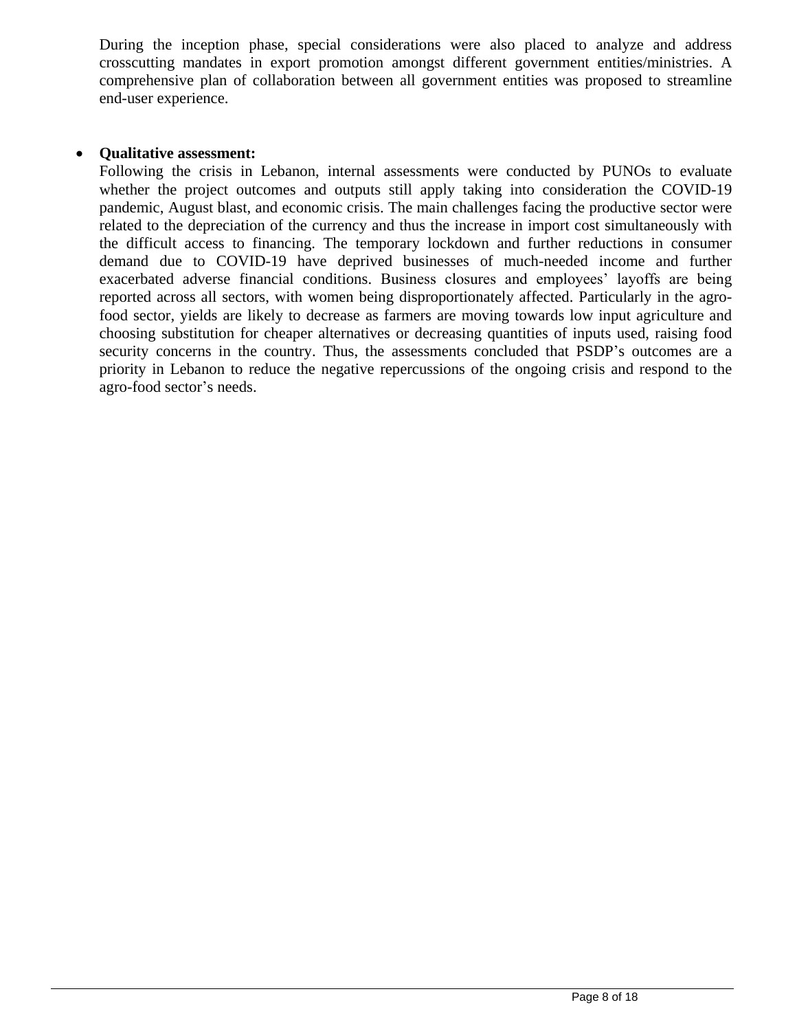During the inception phase, special considerations were also placed to analyze and address crosscutting mandates in export promotion amongst different government entities/ministries. A comprehensive plan of collaboration between all government entities was proposed to streamline end-user experience.

- **Qualitative assessment:**
  Following the crisis in Lebanon, internal assessments were conducted by PUNOs to evaluate whether the project outcomes and outputs still apply taking into consideration the COVID-19 pandemic, August blast, and economic crisis. The main challenges facing the productive sector were related to the depreciation of the currency and thus the increase in import cost simultaneously with the difficult access to financing. The temporary lockdown and further reductions in consumer demand due to COVID-19 have deprived businesses of much-needed income and further exacerbated adverse financial conditions. Business closures and employees' layoffs are being reported across all sectors, with women being disproportionately affected. Particularly in the agro-food sector, yields are likely to decrease as farmers are moving towards low input agriculture and choosing substitution for cheaper alternatives or decreasing quantities of inputs used, raising food security concerns in the country. Thus, the assessments concluded that PSDP's outcomes are a priority in Lebanon to reduce the negative repercussions of the ongoing crisis and respond to the agro-food sector's needs.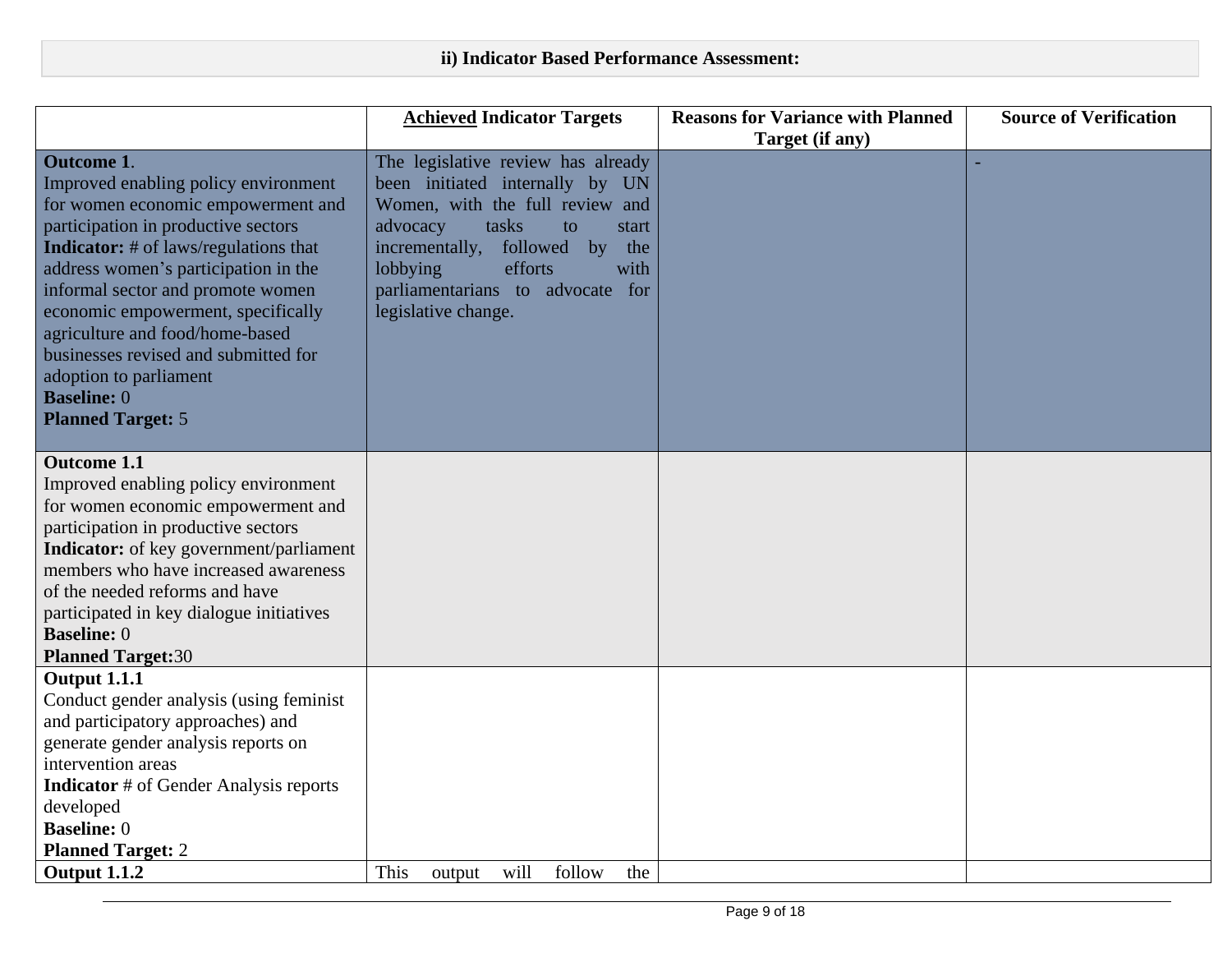## ii) Indicator Based Performance Assessment:

| | **<u>Achieved</u> Indicator Targets** | **Reasons for Variance with Planned Target (if any)** | **Source of Verification** |
|---|---|---|---|
| **Outcome 1**.<br>Improved enabling policy environment for women economic empowerment and participation in productive sectors<br>**Indicator:** # of laws/regulations that address women's participation in the informal sector and promote women economic empowerment, specifically agriculture and food/home-based businesses revised and submitted for adoption to parliament<br>**Baseline:** 0<br>**Planned Target:** 5 | The legislative review has already been initiated internally by UN Women, with the full review and advocacy tasks to start incrementally, followed by the lobbying efforts with parliamentarians to advocate for legislative change. | | - |
| **Outcome 1.1**<br>Improved enabling policy environment for women economic empowerment and participation in productive sectors<br>**Indicator:** of key government/parliament members who have increased awareness of the needed reforms and have participated in key dialogue initiatives<br>**Baseline:** 0<br>**Planned Target:**30 | | | |
| **Output 1.1.1**<br>Conduct gender analysis (using feminist and participatory approaches) and generate gender analysis reports on intervention areas<br>**Indicator** # of Gender Analysis reports developed<br>**Baseline:** 0<br>**Planned Target:** 2 | | | |
| **Output 1.1.2** | This output will follow the | | |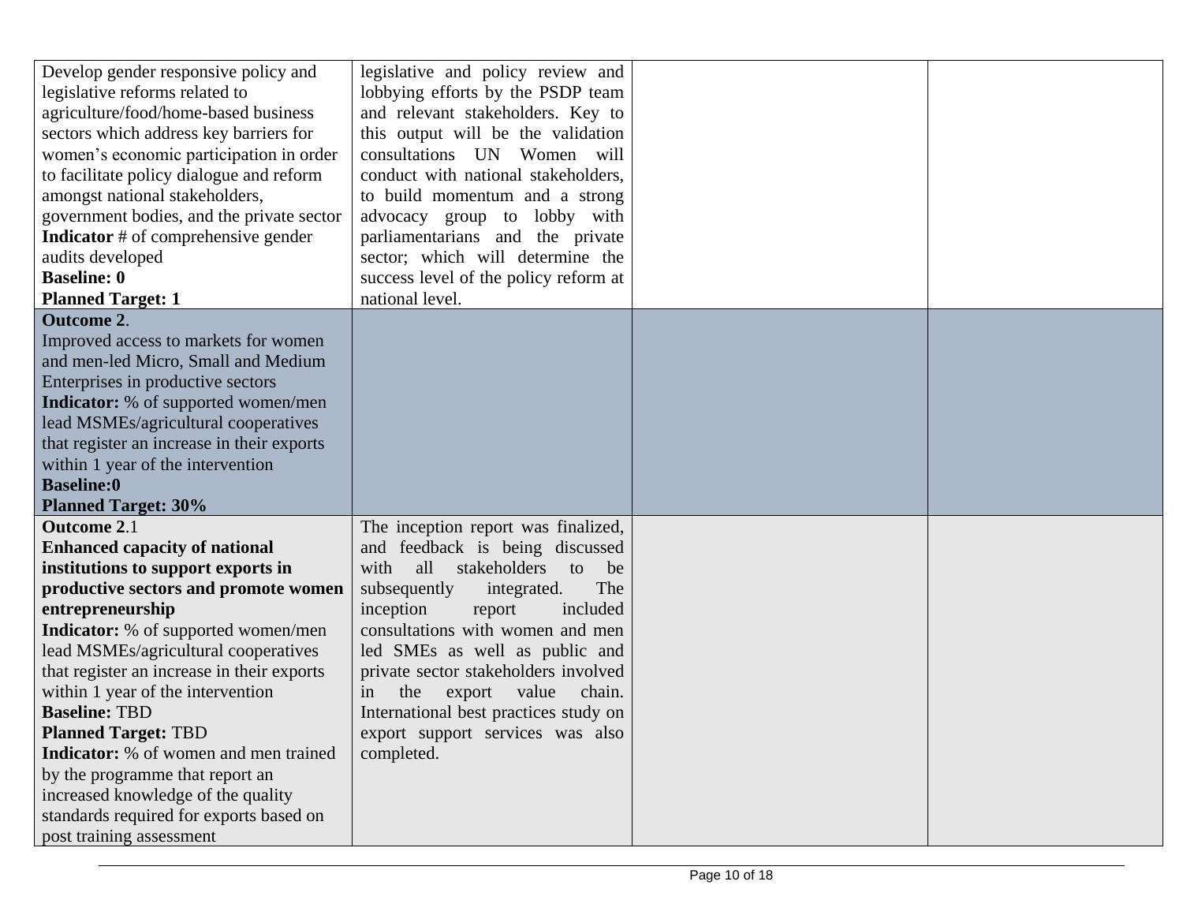| | | | |
|---|---|---|---|
| Develop gender responsive policy and legislative reforms related to agriculture/food/home-based business sectors which address key barriers for women's economic participation in order to facilitate policy dialogue and reform amongst national stakeholders, government bodies, and the private sector<br>**Indicator** # of comprehensive gender audits developed<br>**Baseline: 0**<br>**Planned Target: 1** | legislative and policy review and lobbying efforts by the PSDP team and relevant stakeholders. Key to this output will be the validation consultations UN Women will conduct with national stakeholders, to build momentum and a strong advocacy group to lobby with parliamentarians and the private sector; which will determine the success level of the policy reform at national level. | | |
| **Outcome 2**.<br>Improved access to markets for women and men-led Micro, Small and Medium Enterprises in productive sectors<br>**Indicator:** % of supported women/men lead MSMEs/agricultural cooperatives that register an increase in their exports within 1 year of the intervention<br>**Baseline:0**<br>**Planned Target: 30%** | | | |
| **Outcome 2**.1<br>**Enhanced capacity of national institutions to support exports in productive sectors and promote women entrepreneurship**<br>**Indicator:** % of supported women/men lead MSMEs/agricultural cooperatives that register an increase in their exports within 1 year of the intervention<br>**Baseline:** TBD<br>**Planned Target:** TBD<br>**Indicator:** % of women and men trained by the programme that report an increased knowledge of the quality standards required for exports based on post training assessment | The inception report was finalized, and feedback is being discussed with all stakeholders to be subsequently integrated. The inception report included consultations with women and men led SMEs as well as public and private sector stakeholders involved in the export value chain. International best practices study on export support services was also completed. | | |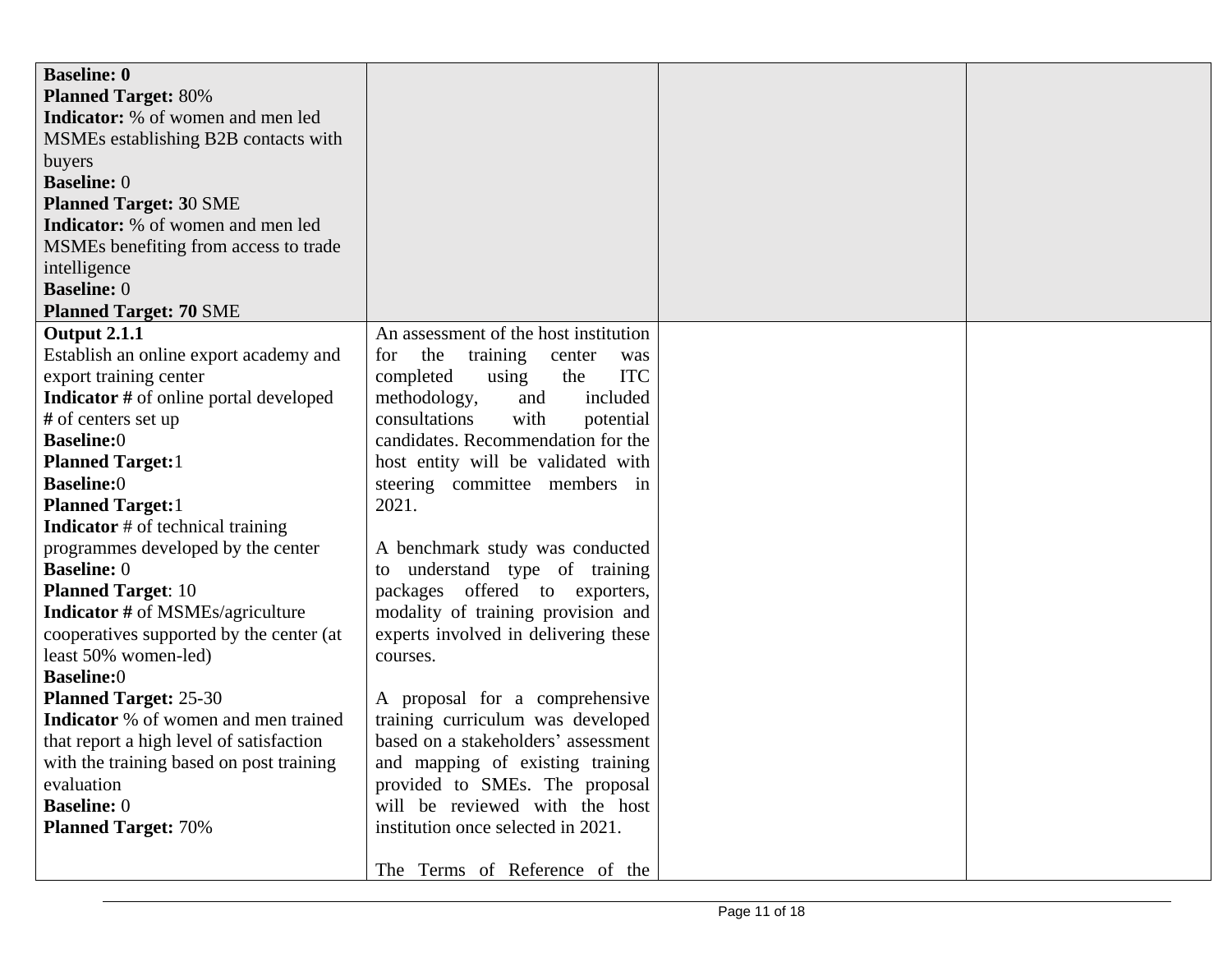| | | | |
|---|---|---|---|
| **Baseline: 0**<br>**Planned Target:** 80%<br>**Indicator:** % of women and men led MSMEs establishing B2B contacts with buyers<br>**Baseline:** 0<br>**Planned Target: 3**0 SME<br>**Indicator:** % of women and men led MSMEs benefiting from access to trade intelligence<br>**Baseline:** 0<br>**Planned Target: 70** SME | | | |
| **Output 2.1.1**<br>Establish an online export academy and export training center<br>**Indicator #** of online portal developed<br>**#** of centers set up<br>**Baseline:**0<br>**Planned Target:**1<br>**Baseline:**0<br>**Planned Target:**1<br>**Indicator** # of technical training programmes developed by the center<br>**Baseline:** 0<br>**Planned Target**: 10<br>**Indicator #** of MSMEs/agriculture cooperatives supported by the center (at least 50% women-led)<br>**Baseline:**0<br>**Planned Target:** 25-30<br>**Indicator** % of women and men trained that report a high level of satisfaction with the training based on post training evaluation<br>**Baseline:** 0<br>**Planned Target:** 70% | An assessment of the host institution for the training center was completed using the ITC methodology, and included consultations with potential candidates. Recommendation for the host entity will be validated with steering committee members in 2021.<br><br>A benchmark study was conducted to understand type of training packages offered to exporters, modality of training provision and experts involved in delivering these courses.<br><br>A proposal for a comprehensive training curriculum was developed based on a stakeholders' assessment and mapping of existing training provided to SMEs. The proposal will be reviewed with the host institution once selected in 2021.<br><br>The Terms of Reference of the | | |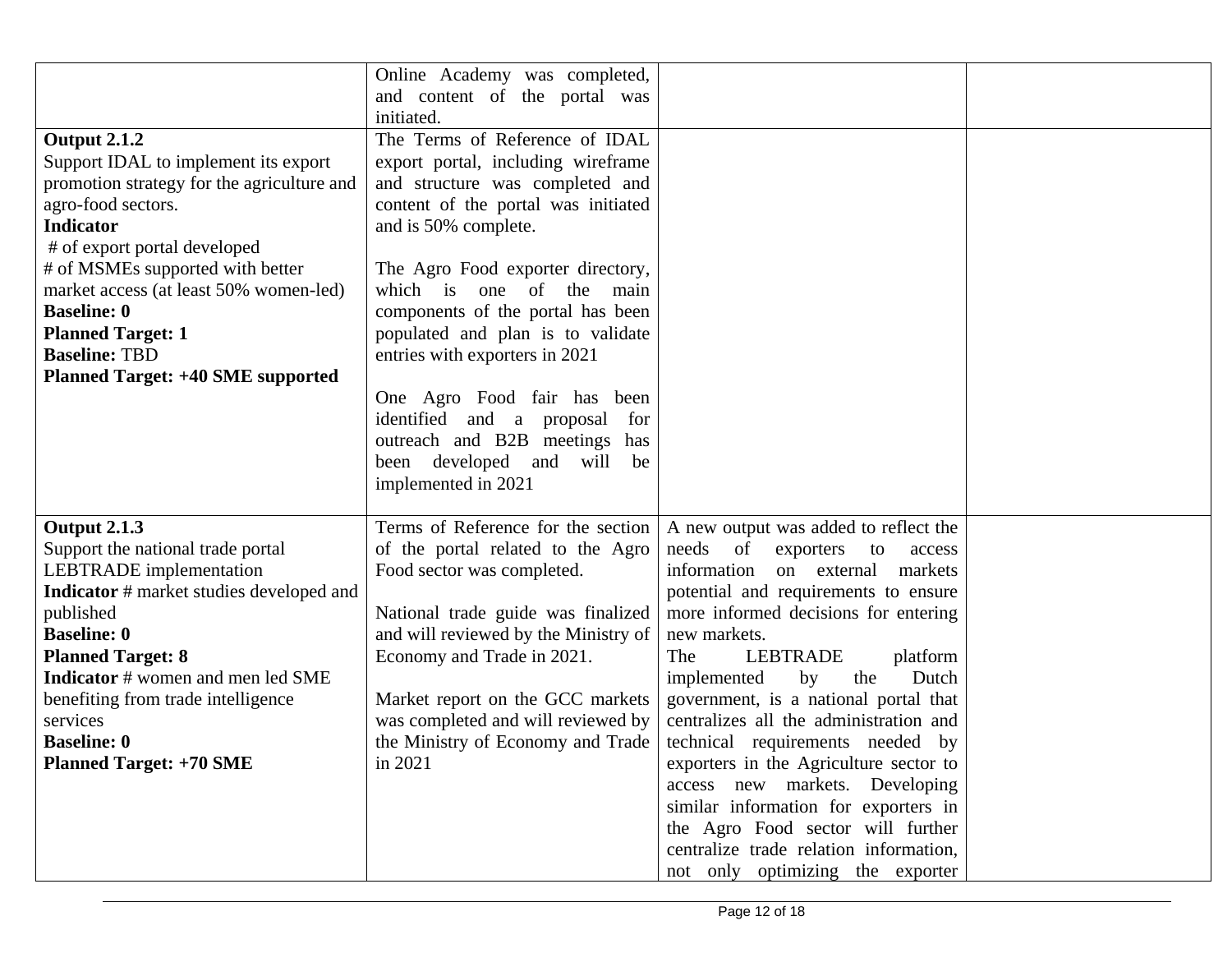| | | | |
|---|---|---|---|
| | Online Academy was completed, and content of the portal was initiated. | | |
| **Output 2.1.2**<br>Support IDAL to implement its export promotion strategy for the agriculture and agro-food sectors.<br>**Indicator**<br># of export portal developed<br># of MSMEs supported with better market access (at least 50% women-led)<br>**Baseline: 0**<br>**Planned Target: 1**<br>**Baseline:** TBD<br>**Planned Target: +40 SME supported** | The Terms of Reference of IDAL export portal, including wireframe and structure was completed and content of the portal was initiated and is 50% complete.<br><br>The Agro Food exporter directory, which is one of the main components of the portal has been populated and plan is to validate entries with exporters in 2021<br><br>One Agro Food fair has been identified and a proposal for outreach and B2B meetings has been developed and will be implemented in 2021 | | |
| **Output 2.1.3**<br>Support the national trade portal LEBTRADE implementation<br>**Indicator** # market studies developed and published<br>**Baseline: 0**<br>**Planned Target: 8**<br>**Indicator** # women and men led SME benefiting from trade intelligence services<br>**Baseline: 0**<br>**Planned Target: +70 SME** | Terms of Reference for the section of the portal related to the Agro Food sector was completed.<br><br>National trade guide was finalized and will reviewed by the Ministry of Economy and Trade in 2021.<br><br>Market report on the GCC markets was completed and will reviewed by the Ministry of Economy and Trade in 2021 | A new output was added to reflect the needs of exporters to access information on external markets potential and requirements to ensure more informed decisions for entering new markets.<br>The LEBTRADE platform implemented by the Dutch government, is a national portal that centralizes all the administration and technical requirements needed by exporters in the Agriculture sector to access new markets. Developing similar information for exporters in the Agro Food sector will further centralize trade relation information, not only optimizing the exporter | |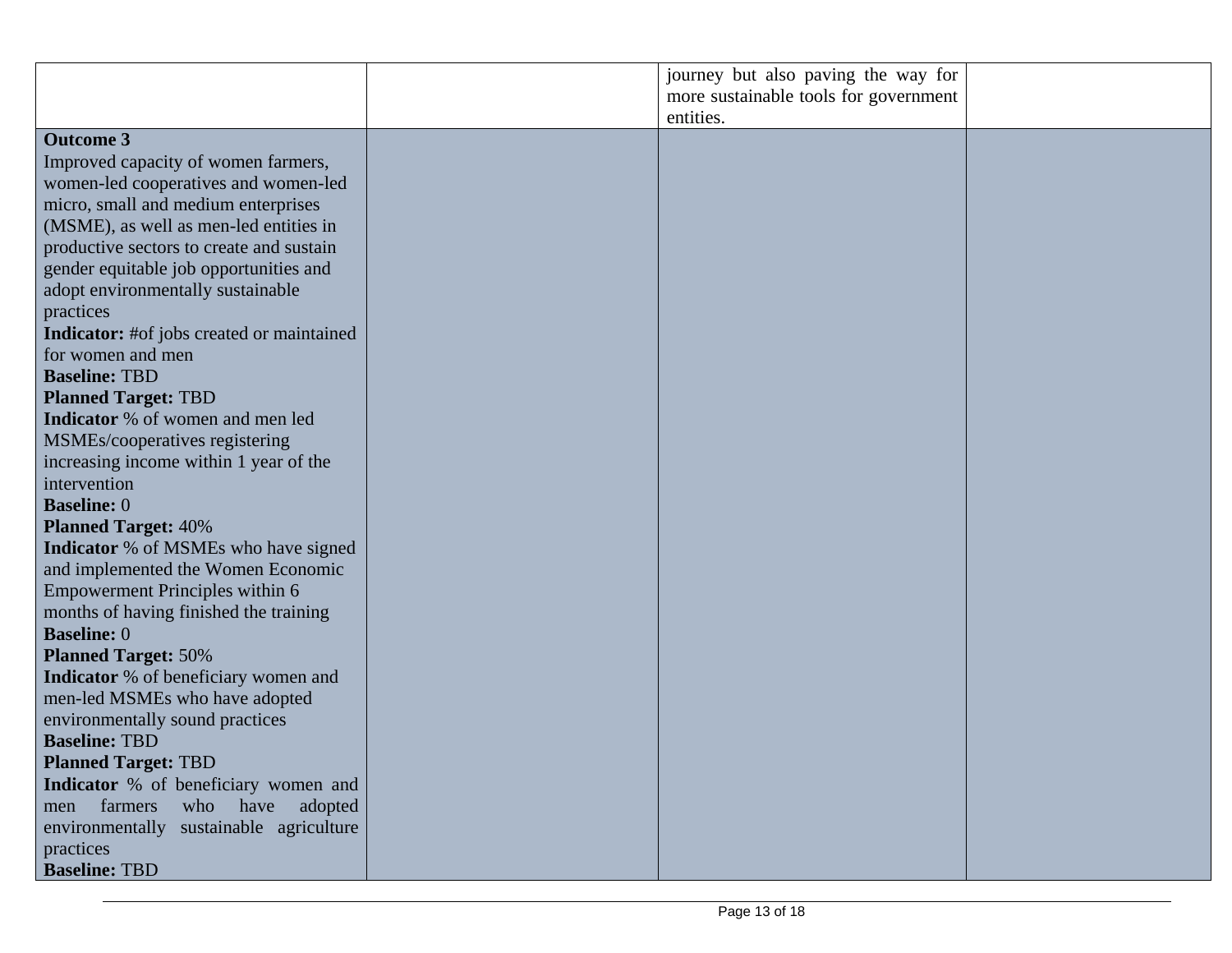| | | | |
|---|---|---|---|
| | | journey but also paving the way for more sustainable tools for government entities. | |
| **Outcome 3**<br>Improved capacity of women farmers, women-led cooperatives and women-led micro, small and medium enterprises (MSME), as well as men-led entities in productive sectors to create and sustain gender equitable job opportunities and adopt environmentally sustainable practices<br>**Indicator:** #of jobs created or maintained for women and men<br>**Baseline:** TBD<br>**Planned Target:** TBD<br>**Indicator** % of women and men led MSMEs/cooperatives registering increasing income within 1 year of the intervention<br>**Baseline:** 0<br>**Planned Target:** 40%<br>**Indicator** % of MSMEs who have signed and implemented the Women Economic Empowerment Principles within 6 months of having finished the training<br>**Baseline:** 0<br>**Planned Target:** 50%<br>**Indicator** % of beneficiary women and men-led MSMEs who have adopted environmentally sound practices<br>**Baseline:** TBD<br>**Planned Target:** TBD<br>**Indicator** % of beneficiary women and men farmers who have adopted environmentally sustainable agriculture practices<br>**Baseline:** TBD | | | |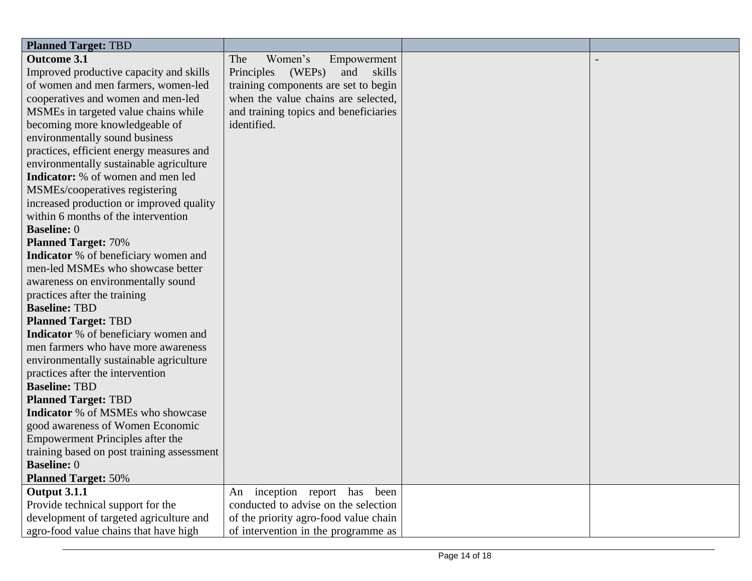| **Planned Target:** TBD | | | |
|---|---|---|---|
| **Outcome 3.1**<br>Improved productive capacity and skills of women and men farmers, women-led cooperatives and women and men-led MSMEs in targeted value chains while becoming more knowledgeable of environmentally sound business practices, efficient energy measures and environmentally sustainable agriculture<br>**Indicator:** % of women and men led MSMEs/cooperatives registering increased production or improved quality within 6 months of the intervention<br>**Baseline:** 0<br>**Planned Target:** 70%<br>**Indicator** % of beneficiary women and men-led MSMEs who showcase better awareness on environmentally sound practices after the training<br>**Baseline:** TBD<br>**Planned Target:** TBD<br>**Indicator** % of beneficiary women and men farmers who have more awareness environmentally sustainable agriculture practices after the intervention<br>**Baseline:** TBD<br>**Planned Target:** TBD<br>**Indicator** % of MSMEs who showcase good awareness of Women Economic Empowerment Principles after the training based on post training assessment<br>**Baseline:** 0<br>**Planned Target:** 50% | The Women's Empowerment Principles (WEPs) and skills training components are set to begin when the value chains are selected, and training topics and beneficiaries identified. | | - |
| **Output 3.1.1**<br>Provide technical support for the development of targeted agriculture and agro-food value chains that have high | An inception report has been conducted to advise on the selection of the priority agro-food value chain of intervention in the programme as | | |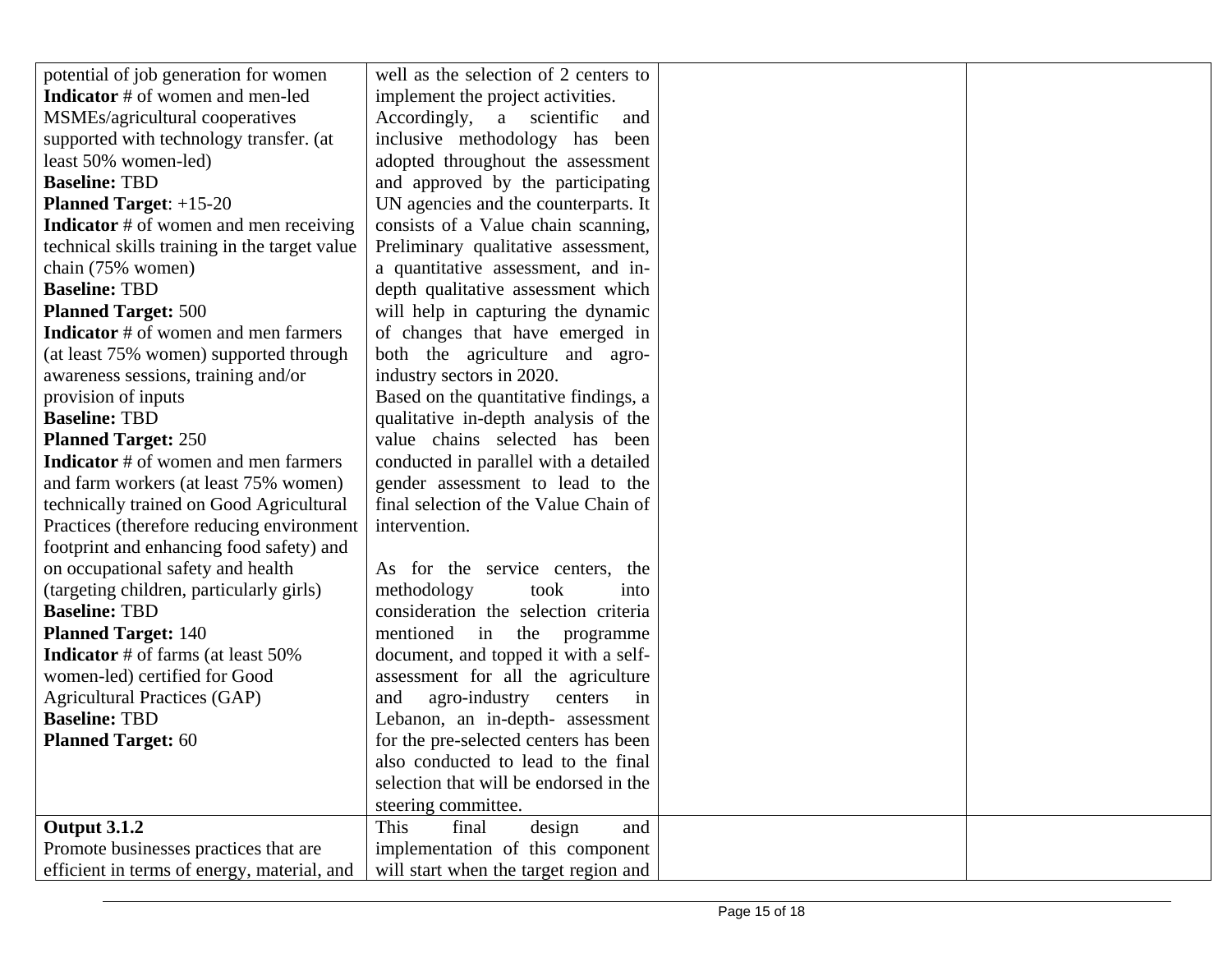| | | | |
|---|---|---|---|
| potential of job generation for women<br>**Indicator** # of women and men-led MSMEs/agricultural cooperatives supported with technology transfer. (at least 50% women-led)<br>**Baseline:** TBD<br>**Planned Target**: +15-20<br>**Indicator** # of women and men receiving technical skills training in the target value chain (75% women)<br>**Baseline:** TBD<br>**Planned Target:** 500<br>**Indicator** # of women and men farmers (at least 75% women) supported through awareness sessions, training and/or provision of inputs<br>**Baseline:** TBD<br>**Planned Target:** 250<br>**Indicator** # of women and men farmers and farm workers (at least 75% women) technically trained on Good Agricultural Practices (therefore reducing environment footprint and enhancing food safety) and on occupational safety and health (targeting children, particularly girls)<br>**Baseline:** TBD<br>**Planned Target:** 140<br>**Indicator** # of farms (at least 50% women-led) certified for Good Agricultural Practices (GAP)<br>**Baseline:** TBD<br>**Planned Target:** 60 | well as the selection of 2 centers to implement the project activities.<br>Accordingly, a scientific and inclusive methodology has been adopted throughout the assessment and approved by the participating UN agencies and the counterparts. It consists of a Value chain scanning, Preliminary qualitative assessment, a quantitative assessment, and in-depth qualitative assessment which will help in capturing the dynamic of changes that have emerged in both the agriculture and agro-industry sectors in 2020.<br>Based on the quantitative findings, a qualitative in-depth analysis of the value chains selected has been conducted in parallel with a detailed gender assessment to lead to the final selection of the Value Chain of intervention.<br><br>As for the service centers, the methodology took into consideration the selection criteria mentioned in the programme document, and topped it with a self-assessment for all the agriculture and agro-industry centers in Lebanon, an in-depth- assessment for the pre-selected centers has been also conducted to lead to the final selection that will be endorsed in the steering committee. | | |
| **Output 3.1.2**<br>Promote businesses practices that are efficient in terms of energy, material, and | This final design and implementation of this component will start when the target region and | | |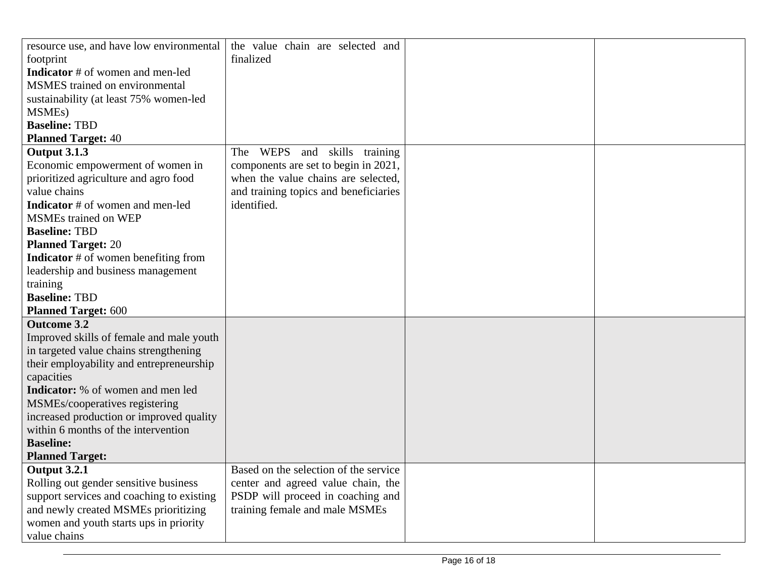| | | | |
|---|---|---|---|
| resource use, and have low environmental footprint<br>**Indicator** # of women and men-led MSMES trained on environmental sustainability (at least 75% women-led MSMEs)<br>**Baseline:** TBD<br>**Planned Target:** 40 | the value chain are selected and finalized | | |
| **Output 3.1.3**<br>Economic empowerment of women in prioritized agriculture and agro food value chains<br>**Indicator** # of women and men-led MSMEs trained on WEP<br>**Baseline:** TBD<br>**Planned Target:** 20<br>**Indicator** # of women benefiting from leadership and business management training<br>**Baseline:** TBD<br>**Planned Target:** 600 | The WEPS and skills training components are set to begin in 2021, when the value chains are selected, and training topics and beneficiaries identified. | | |
| **Outcome 3.2**<br>Improved skills of female and male youth in targeted value chains strengthening their employability and entrepreneurship capacities<br>**Indicator:** % of women and men led MSMEs/cooperatives registering increased production or improved quality within 6 months of the intervention<br>**Baseline:**<br>**Planned Target:** | | | |
| **Output 3.2.1**<br>Rolling out gender sensitive business support services and coaching to existing and newly created MSMEs prioritizing women and youth starts ups in priority value chains | Based on the selection of the service center and agreed value chain, the PSDP will proceed in coaching and training female and male MSMEs | | |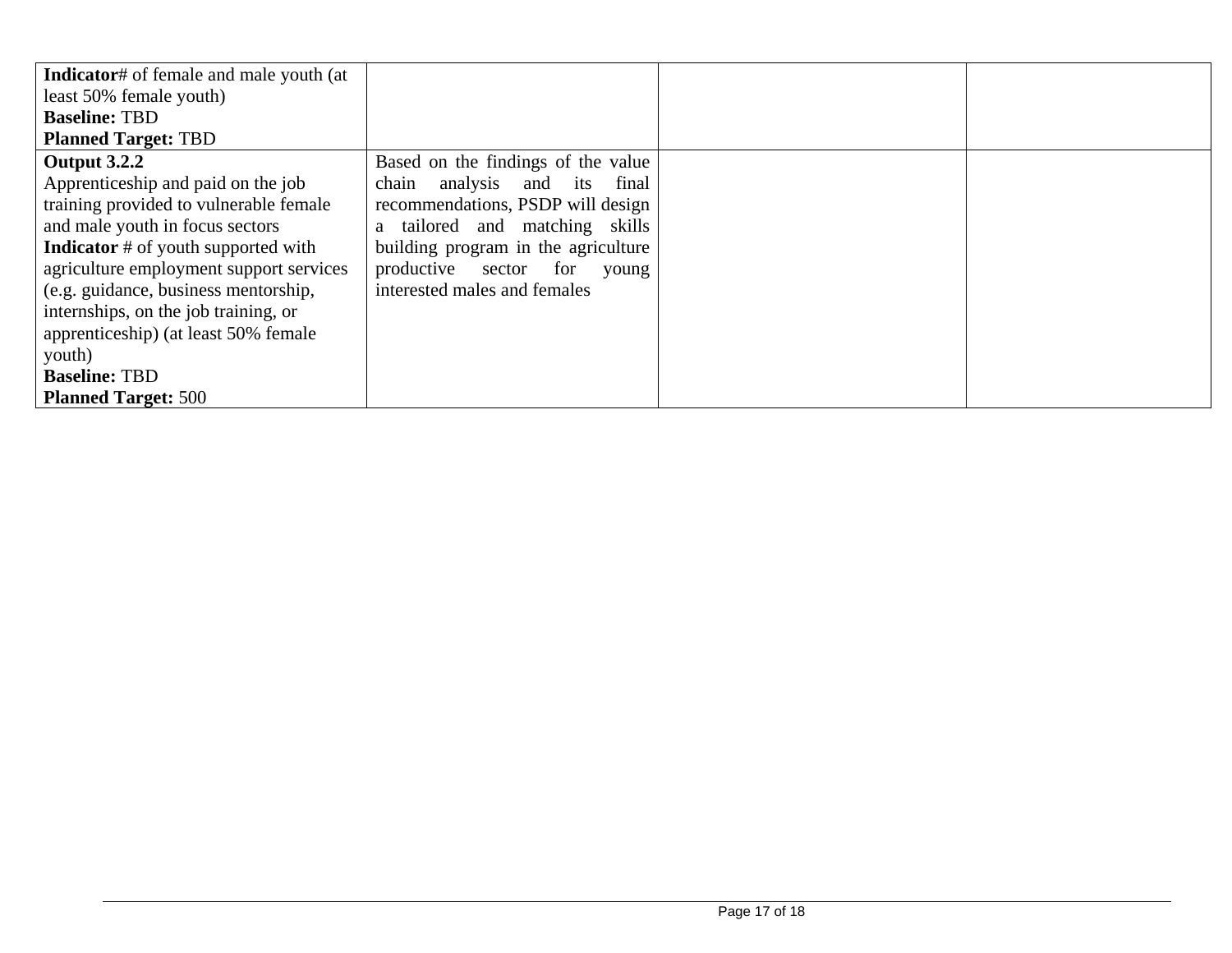| | | | |
|---|---|---|---|
| **Indicator**# of female and male youth (at least 50% female youth)<br>**Baseline:** TBD<br>**Planned Target:** TBD | | | |
| **Output 3.2.2**<br>Apprenticeship and paid on the job training provided to vulnerable female and male youth in focus sectors<br>**Indicator** # of youth supported with agriculture employment support services (e.g. guidance, business mentorship, internships, on the job training, or apprenticeship) (at least 50% female youth)<br>**Baseline:** TBD<br>**Planned Target:** 500 | Based on the findings of the value chain analysis and its final recommendations, PSDP will design a tailored and matching skills building program in the agriculture productive sector for young interested males and females | | |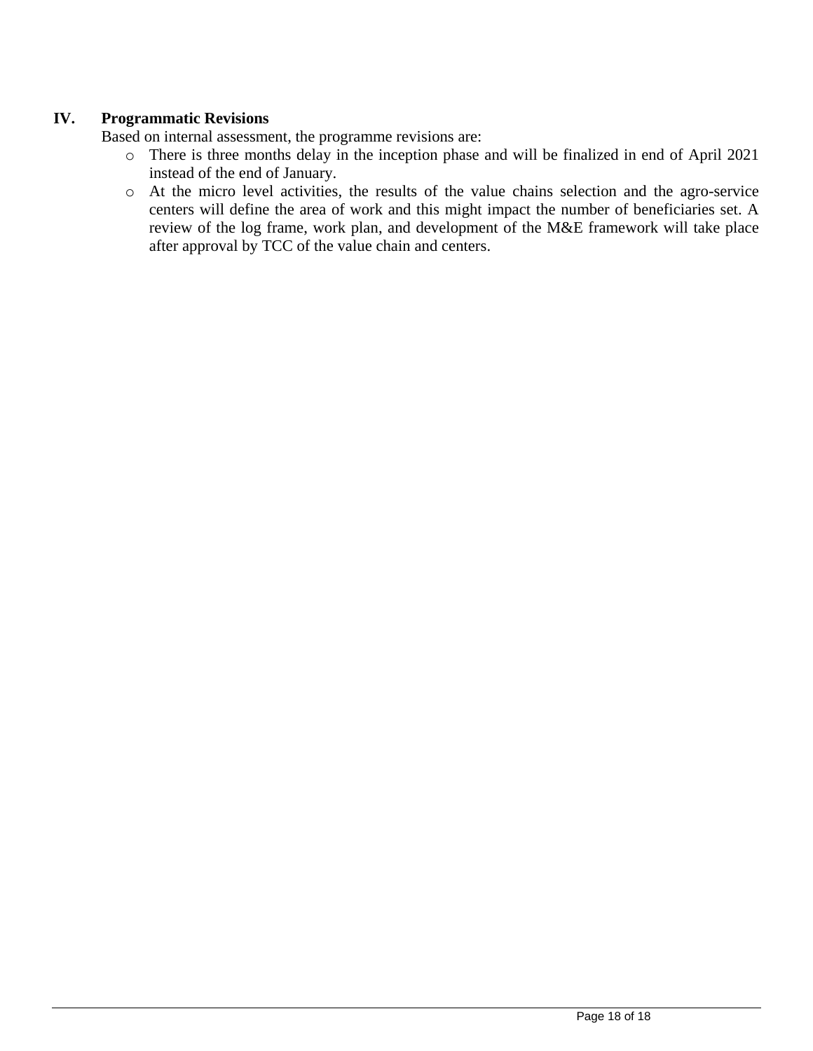## IV. Programmatic Revisions

Based on internal assessment, the programme revisions are:

- There is three months delay in the inception phase and will be finalized in end of April 2021 instead of the end of January.
- At the micro level activities, the results of the value chains selection and the agro-service centers will define the area of work and this might impact the number of beneficiaries set. A review of the log frame, work plan, and development of the M&E framework will take place after approval by TCC of the value chain and centers.